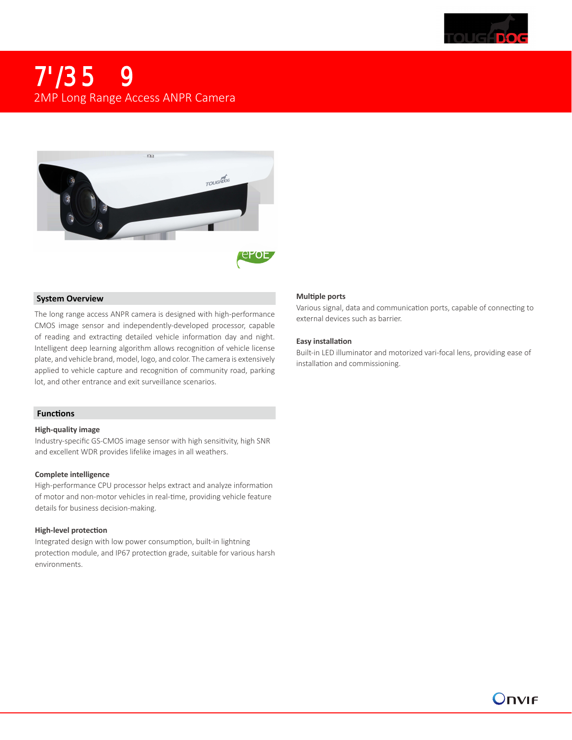# 7'/35 9

2MP Long Range Access ANPR Camera

## System Overview

The long range access ANPR camera is designed with high-performance CMOS image sensor and independently-developed processor, capable of reading and extracting detailed vehicle information day and night. Intelligent deep learning algorithm allows recognition of vehicle license plate, and vehicle brand, model, logo, and color. The camera is extensively applied to vehicle capture and recognition of community road, parking lot, and other entrance and exit surveillance scenarios.

## Functions

**High-quality image**

Industry-specific GS-CMOS image sensor with high sensitivity, high SNR and excellent WDR provides lifelike images in all weathers.

**Complete intelligence**

High-performance CPU processor helps extract and analyze information of motor and non-motor vehicles in real-time, providing vehicle feature details for business decision-making.

**High-level protection**

Integrated design with low power consumption, built-in lightning protection module, and IP67 protection grade, suitable for various harsh environments.

**Multiple ports**

Various signal, data and communication ports, capable of connecting to external devices such as barrier.

**Easy installation**

Built-in LED illuminator and motorized vari-focal lens, providing ease of installation and commissioning.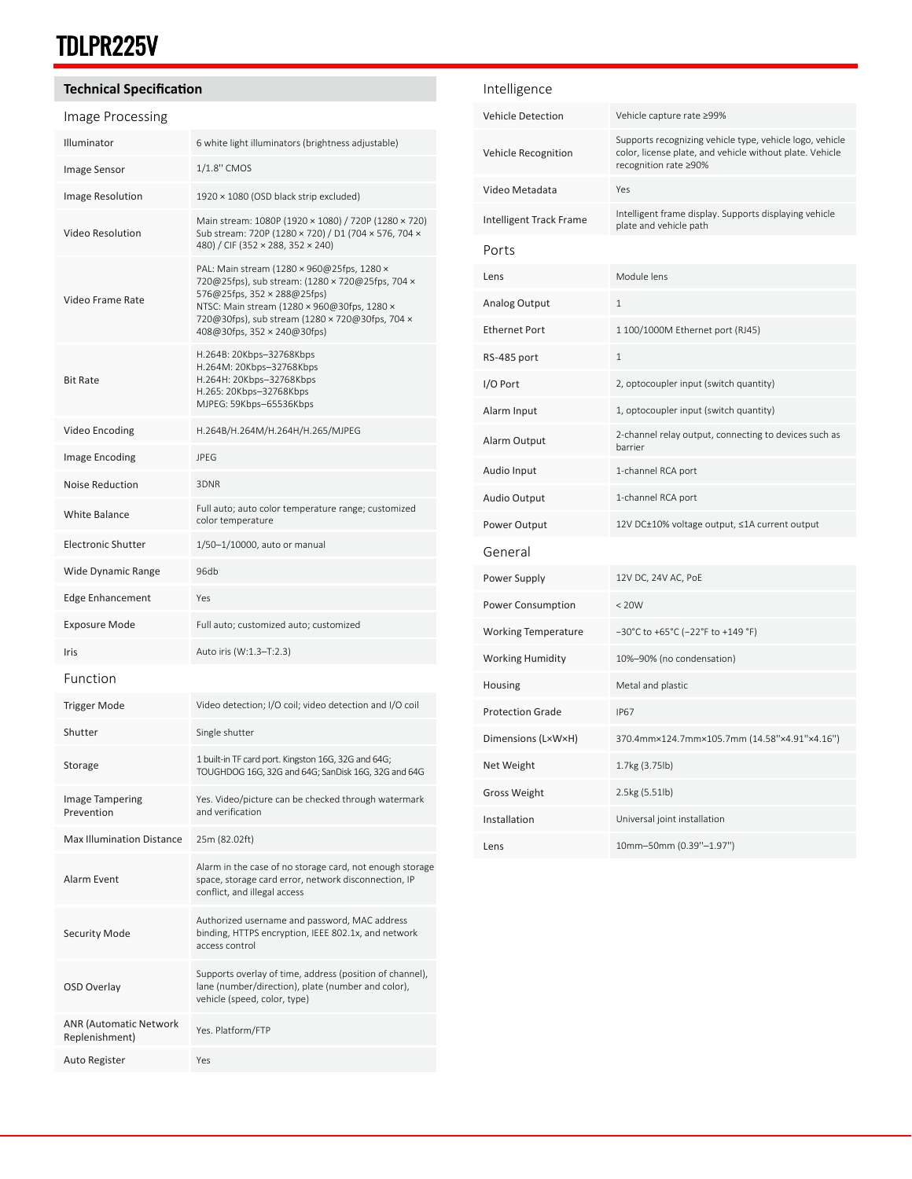# TDLPR225V

## Technical Specification

### Image Processing

| | |
|---|---|
| Illuminator | 6 white light illuminators (brightness adjustable) |
| Image Sensor | 1/1.8'' CMOS |
| Image Resolution | 1920 × 1080 (OSD black strip excluded) |
| Video Resolution | Main stream: 1080P (1920 × 1080) / 720P (1280 × 720) Sub stream: 720P (1280 × 720) / D1 (704 × 576, 704 × 480) / CIF (352 × 288, 352 × 240) |
| Video Frame Rate | PAL: Main stream (1280 × 960@25fps, 1280 × 720@25fps), sub stream: (1280 × 720@25fps, 704 × 576@25fps, 352 × 288@25fps) NTSC: Main stream (1280 × 960@30fps, 1280 × 720@30fps), sub stream (1280 × 720@30fps, 704 × 408@30fps, 352 × 240@30fps) |
| Bit Rate | H.264B: 20Kbps–32768Kbps H.264M: 20Kbps–32768Kbps H.264H: 20Kbps–32768Kbps H.265: 20Kbps–32768Kbps MJPEG: 59Kbps–65536Kbps |
| Video Encoding | H.264B/H.264M/H.264H/H.265/MJPEG |
| Image Encoding | JPEG |
| Noise Reduction | 3DNR |
| White Balance | Full auto; auto color temperature range; customized color temperature |
| Electronic Shutter | 1/50–1/10000, auto or manual |
| Wide Dynamic Range | 96db |
| Edge Enhancement | Yes |
| Exposure Mode | Full auto; customized auto; customized |
| Iris | Auto iris (W:1.3–T:2.3) |

### Function

| | |
|---|---|
| Trigger Mode | Video detection; I/O coil; video detection and I/O coil |
| Shutter | Single shutter |
| Storage | 1 built-in TF card port. Kingston 16G, 32G and 64G; TOUGHDOG 16G, 32G and 64G; SanDisk 16G, 32G and 64G |
| Image Tampering Prevention | Yes. Video/picture can be checked through watermark and verification |
| Max Illumination Distance | 25m (82.02ft) |
| Alarm Event | Alarm in the case of no storage card, not enough storage space, storage card error, network disconnection, IP conflict, and illegal access |
| Security Mode | Authorized username and password, MAC address binding, HTTPS encryption, IEEE 802.1x, and network access control |
| OSD Overlay | Supports overlay of time, address (position of channel), lane (number/direction), plate (number and color), vehicle (speed, color, type) |
| ANR (Automatic Network Replenishment) | Yes. Platform/FTP |
| Auto Register | Yes |

### Intelligence

| | |
|---|---|
| Vehicle Detection | Vehicle capture rate ≥99% |
| Vehicle Recognition | Supports recognizing vehicle type, vehicle logo, vehicle color, license plate, and vehicle without plate. Vehicle recognition rate ≥90% |
| Video Metadata | Yes |
| Intelligent Track Frame | Intelligent frame display. Supports displaying vehicle plate and vehicle path |

### Ports

| | |
|---|---|
| Lens | Module lens |
| Analog Output | 1 |
| Ethernet Port | 1 100/1000M Ethernet port (RJ45) |
| RS-485 port | 1 |
| I/O Port | 2, optocoupler input (switch quantity) |
| Alarm Input | 1, optocoupler input (switch quantity) |
| Alarm Output | 2-channel relay output, connecting to devices such as barrier |
| Audio Input | 1-channel RCA port |
| Audio Output | 1-channel RCA port |
| Power Output | 12V DC±10% voltage output, ≤1A current output |

### General

| | |
|---|---|
| Power Supply | 12V DC, 24V AC, PoE |
| Power Consumption | < 20W |
| Working Temperature | –30°C to +65°C (–22°F to +149 °F) |
| Working Humidity | 10%–90% (no condensation) |
| Housing | Metal and plastic |
| Protection Grade | IP67 |
| Dimensions (L×W×H) | 370.4mm×124.7mm×105.7mm (14.58"×4.91"×4.16") |
| Net Weight | 1.7kg (3.75lb) |
| Gross Weight | 2.5kg (5.51lb) |
| Installation | Universal joint installation |
| Lens | 10mm–50mm (0.39"–1.97") |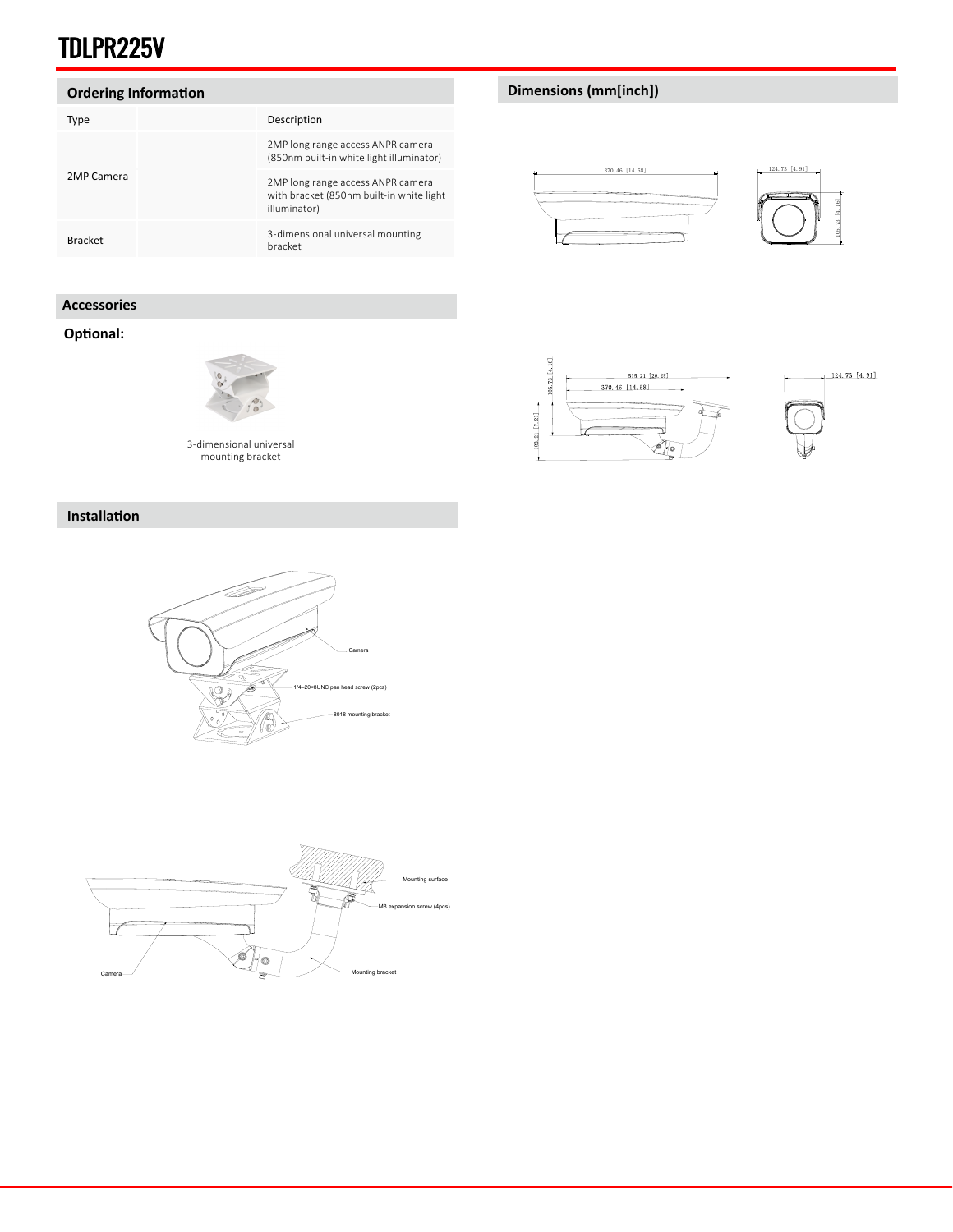# TDLPR225V

## Ordering Information

| Type | | Description |
|---|---|---|
| 2MP Camera | | 2MP long range access ANPR camera (850nm built-in white light illuminator) |
| | | 2MP long range access ANPR camera with bracket (850nm built-in white light illuminator) |
| Bracket | | 3-dimensional universal mounting bracket |

## Accessories

### Optional:

3-dimensional universal mounting bracket

## Installation

Camera

1/4–20×8UNC pan head screw (2pcs)

8018 mounting bracket

Mounting surface

M8 expansion screw (4pcs)

Camera

Mounting bracket

## Dimensions (mm[inch])

370.46 [14.58]

124.73 [4.91]

105.73 [4.16]

515.21 [20.28]

370.46 [14.58]

105.73 [4.16]

183.21 [7.21]

124.73 [4.91]